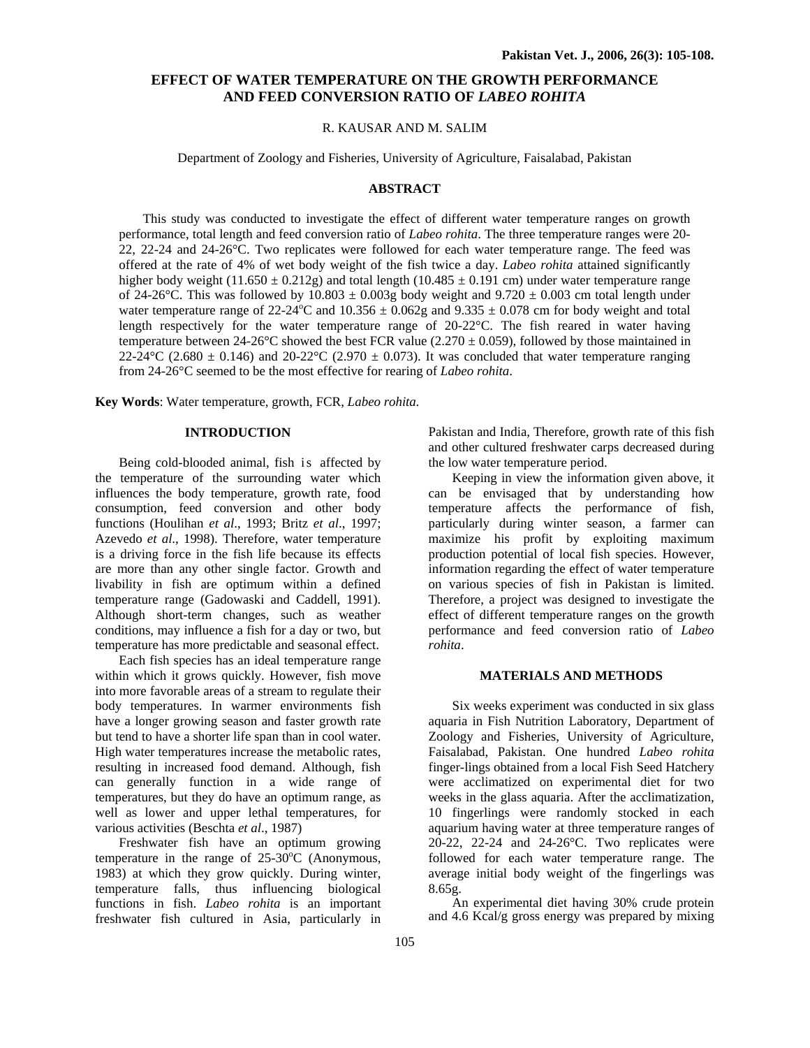# EFFECT OF WATER TEMPERATURE ON THE GROWTH PERFORMANCE AND FEED CONVERSION RATIO OF *LABEO ROHITA*

R. KAUSAR AND M. SALIM

Department of Zoology and Fisheries, University of Agriculture, Faisalabad, Pakistan

## ABSTRACT

This study was conducted to investigate the effect of different water temperature ranges on growth performance, total length and feed conversion ratio of *Labeo rohita*. The three temperature ranges were 20-22, 22-24 and 24-26°C. Two replicates were followed for each water temperature range. The feed was offered at the rate of 4% of wet body weight of the fish twice a day. *Labeo rohita* attained significantly higher body weight (11.650 ± 0.212g) and total length (10.485 ± 0.191 cm) under water temperature range of 24-26°C. This was followed by 10.803 ± 0.003g body weight and 9.720 ± 0.003 cm total length under water temperature range of 22-24°C and 10.356 ± 0.062g and 9.335 ± 0.078 cm for body weight and total length respectively for the water temperature range of 20-22°C. The fish reared in water having temperature between 24-26°C showed the best FCR value (2.270 ± 0.059), followed by those maintained in 22-24°C (2.680 ± 0.146) and 20-22°C (2.970 ± 0.073). It was concluded that water temperature ranging from 24-26°C seemed to be the most effective for rearing of *Labeo rohita*.

**Key Words**: Water temperature, growth, FCR, *Labeo rohita*.

## INTRODUCTION

Being cold-blooded animal, fish is affected by the temperature of the surrounding water which influences the body temperature, growth rate, food consumption, feed conversion and other body functions (Houlihan *et al*., 1993; Britz *et al*., 1997; Azevedo *et al*., 1998). Therefore, water temperature is a driving force in the fish life because its effects are more than any other single factor. Growth and livability in fish are optimum within a defined temperature range (Gadowaski and Caddell, 1991). Although short-term changes, such as weather conditions, may influence a fish for a day or two, but temperature has more predictable and seasonal effect.

Each fish species has an ideal temperature range within which it grows quickly. However, fish move into more favorable areas of a stream to regulate their body temperatures. In warmer environments fish have a longer growing season and faster growth rate but tend to have a shorter life span than in cool water. High water temperatures increase the metabolic rates, resulting in increased food demand. Although, fish can generally function in a wide range of temperatures, but they do have an optimum range, as well as lower and upper lethal temperatures, for various activities (Beschta *et al*., 1987)

Freshwater fish have an optimum growing temperature in the range of 25-30°C (Anonymous, 1983) at which they grow quickly. During winter, temperature falls, thus influencing biological functions in fish. *Labeo rohita* is an important freshwater fish cultured in Asia, particularly in Pakistan and India, Therefore, growth rate of this fish and other cultured freshwater carps decreased during the low water temperature period.

Keeping in view the information given above, it can be envisaged that by understanding how temperature affects the performance of fish, particularly during winter season, a farmer can maximize his profit by exploiting maximum production potential of local fish species. However, information regarding the effect of water temperature on various species of fish in Pakistan is limited. Therefore, a project was designed to investigate the effect of different temperature ranges on the growth performance and feed conversion ratio of *Labeo rohita*.

## MATERIALS AND METHODS

Six weeks experiment was conducted in six glass aquaria in Fish Nutrition Laboratory, Department of Zoology and Fisheries, University of Agriculture, Faisalabad, Pakistan. One hundred *Labeo rohita* finger-lings obtained from a local Fish Seed Hatchery were acclimatized on experimental diet for two weeks in the glass aquaria. After the acclimatization, 10 fingerlings were randomly stocked in each aquarium having water at three temperature ranges of 20-22, 22-24 and 24-26°C. Two replicates were followed for each water temperature range. The average initial body weight of the fingerlings was 8.65g.

An experimental diet having 30% crude protein and 4.6 Kcal/g gross energy was prepared by mixing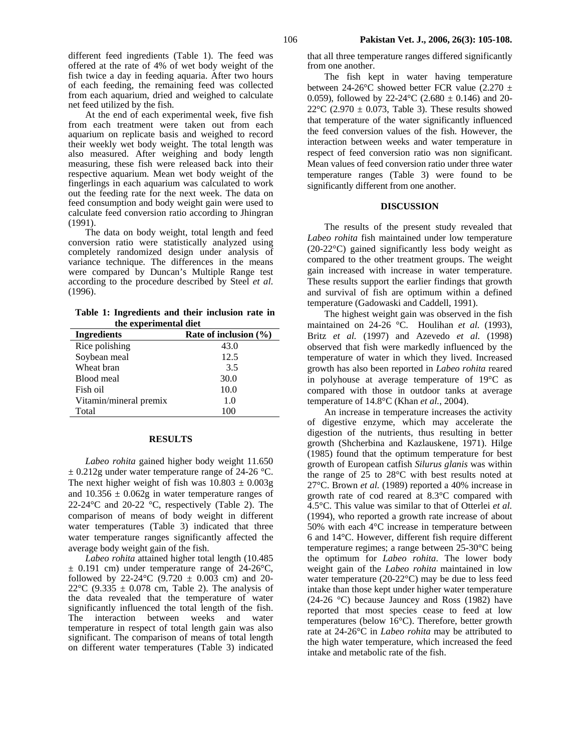different feed ingredients (Table 1). The feed was offered at the rate of 4% of wet body weight of the fish twice a day in feeding aquaria. After two hours of each feeding, the remaining feed was collected from each aquarium, dried and weighed to calculate net feed utilized by the fish.

At the end of each experimental week, five fish from each treatment were taken out from each aquarium on replicate basis and weighed to record their weekly wet body weight. The total length was also measured. After weighing and body length measuring, these fish were released back into their respective aquarium. Mean wet body weight of the fingerlings in each aquarium was calculated to work out the feeding rate for the next week. The data on feed consumption and body weight gain were used to calculate feed conversion ratio according to Jhingran (1991).

The data on body weight, total length and feed conversion ratio were statistically analyzed using completely randomized design under analysis of variance technique. The differences in the means were compared by Duncan's Multiple Range test according to the procedure described by Steel *et al*. (1996).

**Table 1: Ingredients and their inclusion rate in the experimental diet**

| Ingredients | Rate of inclusion (%) |
|---|---|
| Rice polishing | 43.0 |
| Soybean meal | 12.5 |
| Wheat bran | 3.5 |
| Blood meal | 30.0 |
| Fish oil | 10.0 |
| Vitamin/mineral premix | 1.0 |
| Total | 100 |

## RESULTS

*Labeo rohita* gained higher body weight 11.650 ± 0.212g under water temperature range of 24-26 °C. The next higher weight of fish was 10.803 ± 0.003g and 10.356 ± 0.062g in water temperature ranges of 22-24°C and 20-22 °C, respectively (Table 2). The comparison of means of body weight in different water temperatures (Table 3) indicated that three water temperature ranges significantly affected the average body weight gain of the fish.

*Labeo rohita* attained higher total length (10.485 ± 0.191 cm) under temperature range of 24-26°C, followed by 22-24°C (9.720 ± 0.003 cm) and 20-22°C (9.335 ± 0.078 cm, Table 2). The analysis of the data revealed that the temperature of water significantly influenced the total length of the fish. The interaction between weeks and water temperature in respect of total length gain was also significant. The comparison of means of total length on different water temperatures (Table 3) indicated that all three temperature ranges differed significantly from one another.

The fish kept in water having temperature between 24-26°C showed better FCR value (2.270 ± 0.059), followed by 22-24°C (2.680 ± 0.146) and 20-22°C (2.970 ± 0.073, Table 3). These results showed that temperature of the water significantly influenced the feed conversion values of the fish. However, the interaction between weeks and water temperature in respect of feed conversion ratio was non significant. Mean values of feed conversion ratio under three water temperature ranges (Table 3) were found to be significantly different from one another.

## DISCUSSION

The results of the present study revealed that *Labeo rohita* fish maintained under low temperature (20-22°C) gained significantly less body weight as compared to the other treatment groups. The weight gain increased with increase in water temperature. These results support the earlier findings that growth and survival of fish are optimum within a defined temperature (Gadowaski and Caddell, 1991).

The highest weight gain was observed in the fish maintained on 24-26 °C. Houlihan *et al.* (1993), Britz *et al.* (1997) and Azevedo *et al.* (1998) observed that fish were markedly influenced by the temperature of water in which they lived. Increased growth has also been reported in *Labeo rohita* reared in polyhouse at average temperature of 19°C as compared with those in outdoor tanks at average temperature of 14.8°C (Khan *et al.*, 2004).

An increase in temperature increases the activity of digestive enzyme, which may accelerate the digestion of the nutrients, thus resulting in better growth (Shcherbina and Kazlauskene, 1971). Hilge (1985) found that the optimum temperature for best growth of European catfish *Silurus glanis* was within the range of 25 to 28°C with best results noted at 27°C. Brown *et al.* (1989) reported a 40% increase in growth rate of cod reared at 8.3°C compared with 4.5°C. This value was similar to that of Otterlei *et al.* (1994), who reported a growth rate increase of about 50% with each 4°C increase in temperature between 6 and 14°C. However, different fish require different temperature regimes; a range between 25-30°C being the optimum for *Labeo rohita*. The lower body weight gain of the *Labeo rohita* maintained in low water temperature (20-22°C) may be due to less feed intake than those kept under higher water temperature (24-26 °C) because Jauncey and Ross (1982) have reported that most species cease to feed at low temperatures (below 16°C). Therefore, better growth rate at 24-26°C in *Labeo rohita* may be attributed to the high water temperature, which increased the feed intake and metabolic rate of the fish.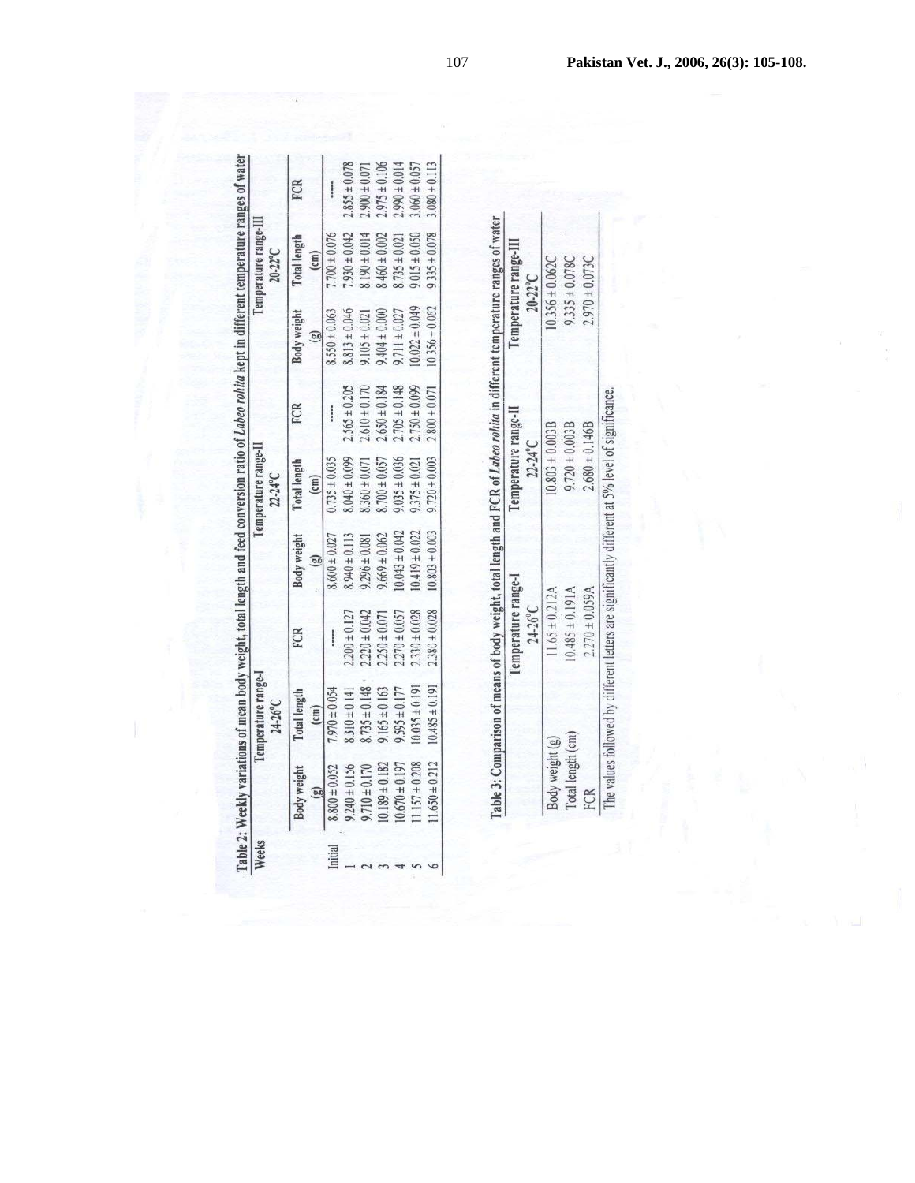Table 2: Weekly variations of mean body weight, total length and feed conversion ratio of *Labeo rohita* kept in different temperature ranges of water

| Weeks | Temperature range-I 24-26°C | | | Temperature range-II 22-24°C | | | Temperature range-III 20-22°C | | |
|---|---|---|---|---|---|---|---|---|---|
| | Body weight (g) | Total length (cm) | FCR | Body weight (g) | Total length (cm) | FCR | Body weight (g) | Total length (cm) | FCR |
| Initial | 8.800 ± 0.052 | 7.970 ± 0.054 | ----- | 8.600 ± 0.027 | 0.735 ± 0.035 | ----- | 8.550 ± 0.063 | 7.700 ± 0.076 | ----- |
| 1 | 9.240 ± 0.156 | 8.310 ± 0.141 | 2.200 ± 0.127 | 8.940 ± 0.113 | 8.040 ± 0.099 | 2.565 ± 0.205 | 8.813 ± 0.046 | 7.930 ± 0.042 | 2.855 ± 0.078 |
| 2 | 9.710 ± 0.170 | 8.735 ± 0.148 | 2.220 ± 0.042 | 9.296 ± 0.081 | 8.360 ± 0.071 | 2.610 ± 0.170 | 9.105 ± 0.021 | 8.190 ± 0.014 | 2.900 ± 0.071 |
| 3 | 10.189 ± 0.182 | 9.165 ± 0.163 | 2.250 ± 0.071 | 9.669 ± 0.062 | 8.700 ± 0.057 | 2.650 ± 0.184 | 9.404 ± 0.000 | 8.460 ± 0.002 | 2.975 ± 0.106 |
| 4 | 10.670 ± 0.197 | 9.595 ± 0.177 | 2.270 ± 0.057 | 10.043 ± 0.042 | 9.035 ± 0.036 | 2.705 ± 0.148 | 9.711 ± 0.027 | 8.735 ± 0.021 | 2.990 ± 0.014 |
| 5 | 11.157 ± 0.208 | 10.035 ± 0.191 | 2.330 ± 0.028 | 10.419 ± 0.022 | 9.375 ± 0.021 | 2.750 ± 0.099 | 10.022 ± 0.049 | 9.015 ± 0.050 | 3.060 ± 0.057 |
| 6 | 11.650 ± 0.212 | 10.485 ± 0.191 | 2.380 ± 0.028 | 10.803 ± 0.003 | 9.720 ± 0.003 | 2.800 ± 0.071 | 10.356 ± 0.062 | 9.335 ± 0.078 | 3.080 ± 0.113 |

Table 3: Comparison of means of body weight, total length and FCR of *Labeo rohita* in different temperature ranges of water

| | Temperature range-I 24-26°C | Temperature range-II 22-24°C | Temperature range-III 20-22°C |
|---|---|---|---|
| Body weight (g) | 11.65 ± 0.212A | 10.803 ± 0.003B | 10.356 ± 0.062C |
| Total length (cm) | 10.485 ± 0.191A | 9.720 ± 0.003B | 9.335 ± 0.078C |
| FCR | 2.270 ± 0.059A | 2.680 ± 0.146B | 2.970 ± 0.073C |

The values followed by different letters are significantly different at 5% level of significance.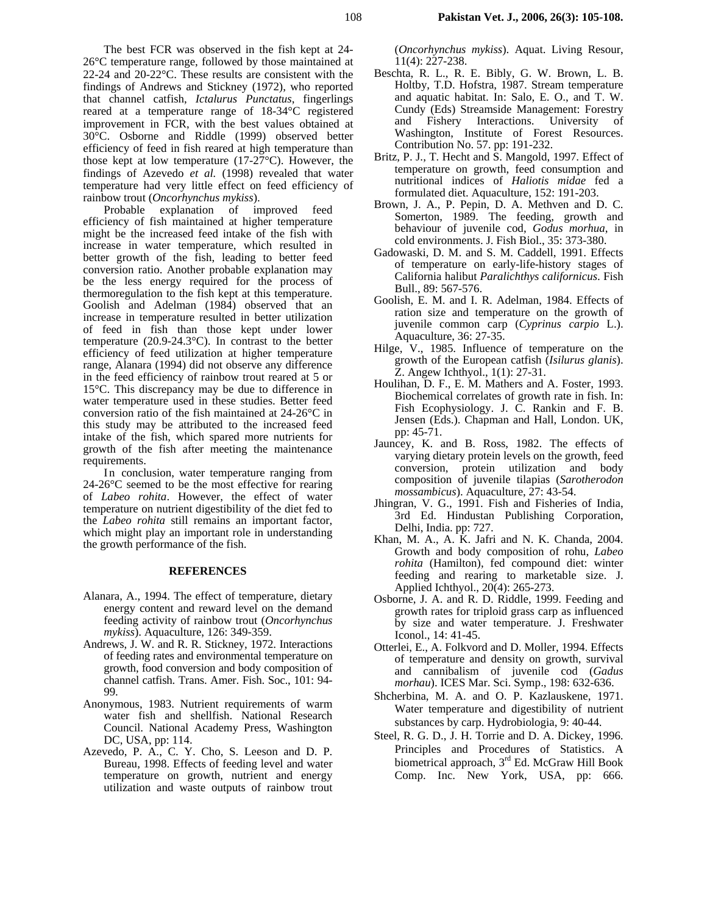The best FCR was observed in the fish kept at 24-26°C temperature range, followed by those maintained at 22-24 and 20-22°C. These results are consistent with the findings of Andrews and Stickney (1972), who reported that channel catfish, *Ictalurus Punctatus*, fingerlings reared at a temperature range of 18-34°C registered improvement in FCR, with the best values obtained at 30°C. Osborne and Riddle (1999) observed better efficiency of feed in fish reared at high temperature than those kept at low temperature (17-27°C). However, the findings of Azevedo *et al.* (1998) revealed that water temperature had very little effect on feed efficiency of rainbow trout (*Oncorhynchus mykiss*).

Probable explanation of improved feed efficiency of fish maintained at higher temperature might be the increased feed intake of the fish with increase in water temperature, which resulted in better growth of the fish, leading to better feed conversion ratio. Another probable explanation may be the less energy required for the process of thermoregulation to the fish kept at this temperature. Goolish and Adelman (1984) observed that an increase in temperature resulted in better utilization of feed in fish than those kept under lower temperature (20.9-24.3°C). In contrast to the better efficiency of feed utilization at higher temperature range, Alanara (1994) did not observe any difference in the feed efficiency of rainbow trout reared at 5 or 15°C. This discrepancy may be due to difference in water temperature used in these studies. Better feed conversion ratio of the fish maintained at 24-26°C in this study may be attributed to the increased feed intake of the fish, which spared more nutrients for growth of the fish after meeting the maintenance requirements.

In conclusion, water temperature ranging from 24-26°C seemed to be the most effective for rearing of *Labeo rohita*. However, the effect of water temperature on nutrient digestibility of the diet fed to the *Labeo rohita* still remains an important factor, which might play an important role in understanding the growth performance of the fish.

## REFERENCES

Alanara, A., 1994. The effect of temperature, dietary energy content and reward level on the demand feeding activity of rainbow trout (*Oncorhynchus mykiss*). Aquaculture, 126: 349-359.

Andrews, J. W. and R. R. Stickney, 1972. Interactions of feeding rates and environmental temperature on growth, food conversion and body composition of channel catfish. Trans. Amer. Fish. Soc., 101: 94-99.

Anonymous, 1983. Nutrient requirements of warm water fish and shellfish. National Research Council. National Academy Press, Washington DC, USA, pp: 114.

Azevedo, P. A., C. Y. Cho, S. Leeson and D. P. Bureau, 1998. Effects of feeding level and water temperature on growth, nutrient and energy utilization and waste outputs of rainbow trout (*Oncorhynchus mykiss*). Aquat. Living Resour, 11(4): 227-238.

Beschta, R. L., R. E. Bibly, G. W. Brown, L. B. Holtby, T.D. Hofstra, 1987. Stream temperature and aquatic habitat. In: Salo, E. O., and T. W. Cundy (Eds) Streamside Management: Forestry and Fishery Interactions. University of Washington, Institute of Forest Resources. Contribution No. 57. pp: 191-232.

Britz, P. J., T. Hecht and S. Mangold, 1997. Effect of temperature on growth, feed consumption and nutritional indices of *Haliotis midae* fed a formulated diet. Aquaculture, 152: 191-203.

Brown, J. A., P. Pepin, D. A. Methven and D. C. Somerton, 1989. The feeding, growth and behaviour of juvenile cod, *Godus morhua*, in cold environments. J. Fish Biol., 35: 373-380.

Gadowaski, D. M. and S. M. Caddell, 1991. Effects of temperature on early-life-history stages of California halibut *Paralichthys californicus*. Fish Bull., 89: 567-576.

Goolish, E. M. and I. R. Adelman, 1984. Effects of ration size and temperature on the growth of juvenile common carp (*Cyprinus carpio* L.). Aquaculture, 36: 27-35.

Hilge, V., 1985. Influence of temperature on the growth of the European catfish (*Isilurus glanis*). Z. Angew Ichthyol., 1(1): 27-31.

Houlihan, D. F., E. M. Mathers and A. Foster, 1993. Biochemical correlates of growth rate in fish. In: Fish Ecophysiology. J. C. Rankin and F. B. Jensen (Eds.). Chapman and Hall, London. UK, pp: 45-71.

Jauncey, K. and B. Ross, 1982. The effects of varying dietary protein levels on the growth, feed conversion, protein utilization and body composition of juvenile tilapias (*Sarotherodon mossambicus*). Aquaculture, 27: 43-54.

Jhingran, V. G., 1991. Fish and Fisheries of India, 3rd Ed. Hindustan Publishing Corporation, Delhi, India. pp: 727.

Khan, M. A., A. K. Jafri and N. K. Chanda, 2004. Growth and body composition of rohu, *Labeo rohita* (Hamilton), fed compound diet: winter feeding and rearing to marketable size. J. Applied Ichthyol., 20(4): 265-273.

Osborne, J. A. and R. D. Riddle, 1999. Feeding and growth rates for triploid grass carp as influenced by size and water temperature. J. Freshwater Iconol., 14: 41-45.

Otterlei, E., A. Folkvord and D. Moller, 1994. Effects of temperature and density on growth, survival and cannibalism of juvenile cod (*Gadus morhau*). ICES Mar. Sci. Symp., 198: 632-636.

Shcherbina, M. A. and O. P. Kazlauskene, 1971. Water temperature and digestibility of nutrient substances by carp. Hydrobiologia, 9: 40-44.

Steel, R. G. D., J. H. Torrie and D. A. Dickey, 1996. Principles and Procedures of Statistics. A biometrical approach, 3rd Ed. McGraw Hill Book Comp. Inc. New York, USA, pp: 666.